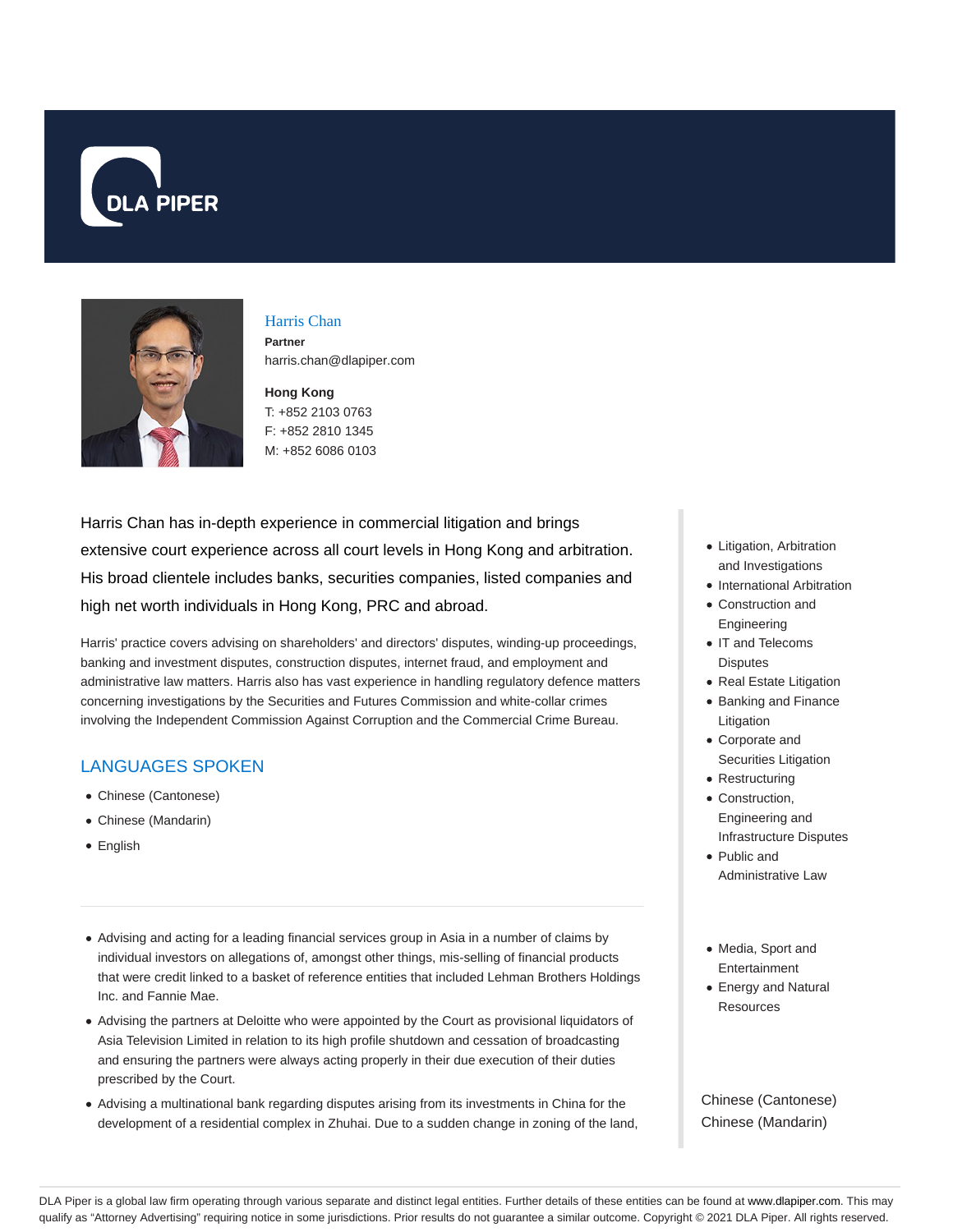DLA PIPER

# Harris Chan

**Partner**

harris.chan@dlapiper.com

**Hong Kong**

T: +852 2103 0763

F: +852 2810 1345

M: +852 6086 0103

Harris Chan has in-depth experience in commercial litigation and brings extensive court experience across all court levels in Hong Kong and arbitration. His broad clientele includes banks, securities companies, listed companies and high net worth individuals in Hong Kong, PRC and abroad.

Harris' practice covers advising on shareholders' and directors' disputes, winding-up proceedings, banking and investment disputes, construction disputes, internet fraud, and employment and administrative law matters. Harris also has vast experience in handling regulatory defence matters concerning investigations by the Securities and Futures Commission and white-collar crimes involving the Independent Commission Against Corruption and the Commercial Crime Bureau.

## LANGUAGES SPOKEN

- Chinese (Cantonese)
- Chinese (Mandarin)
- English

---

- Advising and acting for a leading financial services group in Asia in a number of claims by individual investors on allegations of, amongst other things, mis-selling of financial products that were credit linked to a basket of reference entities that included Lehman Brothers Holdings Inc. and Fannie Mae.
- Advising the partners at Deloitte who were appointed by the Court as provisional liquidators of Asia Television Limited in relation to its high profile shutdown and cessation of broadcasting and ensuring the partners were always acting properly in their due execution of their duties prescribed by the Court.
- Advising a multinational bank regarding disputes arising from its investments in China for the development of a residential complex in Zhuhai. Due to a sudden change in zoning of the land,

- Litigation, Arbitration and Investigations
- International Arbitration
- Construction and Engineering
- IT and Telecoms Disputes
- Real Estate Litigation
- Banking and Finance Litigation
- Corporate and Securities Litigation
- Restructuring
- Construction, Engineering and Infrastructure Disputes
- Public and Administrative Law

- Media, Sport and Entertainment
- Energy and Natural Resources

Chinese (Cantonese)
Chinese (Mandarin)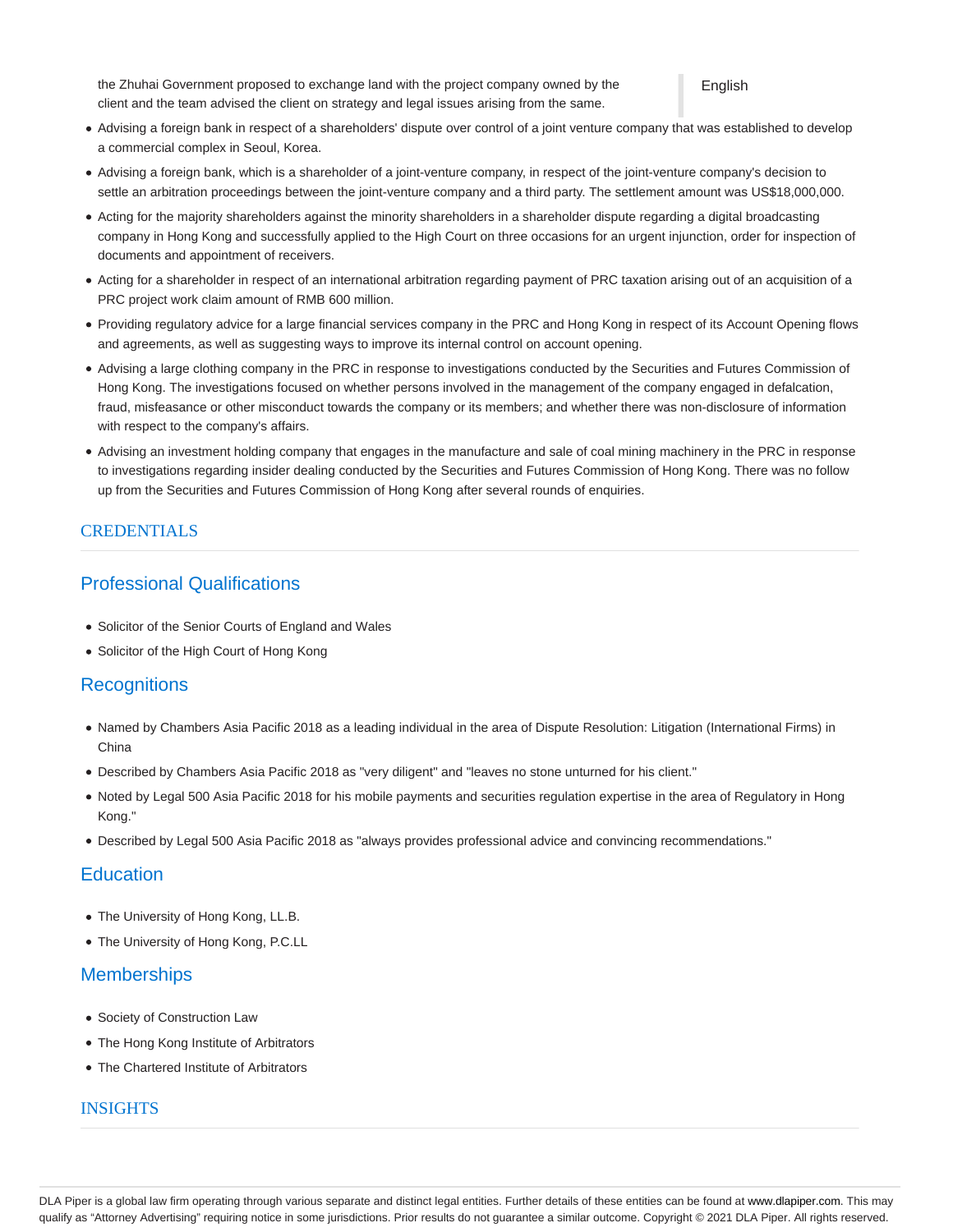the Zhuhai Government proposed to exchange land with the project company owned by the client and the team advised the client on strategy and legal issues arising from the same.

- Advising a foreign bank in respect of a shareholders' dispute over control of a joint venture company that was established to develop a commercial complex in Seoul, Korea.
- Advising a foreign bank, which is a shareholder of a joint-venture company, in respect of the joint-venture company's decision to settle an arbitration proceedings between the joint-venture company and a third party. The settlement amount was US$18,000,000.
- Acting for the majority shareholders against the minority shareholders in a shareholder dispute regarding a digital broadcasting company in Hong Kong and successfully applied to the High Court on three occasions for an urgent injunction, order for inspection of documents and appointment of receivers.
- Acting for a shareholder in respect of an international arbitration regarding payment of PRC taxation arising out of an acquisition of a PRC project work claim amount of RMB 600 million.
- Providing regulatory advice for a large financial services company in the PRC and Hong Kong in respect of its Account Opening flows and agreements, as well as suggesting ways to improve its internal control on account opening.
- Advising a large clothing company in the PRC in response to investigations conducted by the Securities and Futures Commission of Hong Kong. The investigations focused on whether persons involved in the management of the company engaged in defalcation, fraud, misfeasance or other misconduct towards the company or its members; and whether there was non-disclosure of information with respect to the company's affairs.
- Advising an investment holding company that engages in the manufacture and sale of coal mining machinery in the PRC in response to investigations regarding insider dealing conducted by the Securities and Futures Commission of Hong Kong. There was no follow up from the Securities and Futures Commission of Hong Kong after several rounds of enquiries.

## CREDENTIALS

### Professional Qualifications

- Solicitor of the Senior Courts of England and Wales
- Solicitor of the High Court of Hong Kong

### Recognitions

- Named by Chambers Asia Pacific 2018 as a leading individual in the area of Dispute Resolution: Litigation (International Firms) in China
- Described by Chambers Asia Pacific 2018 as "very diligent" and "leaves no stone unturned for his client."
- Noted by Legal 500 Asia Pacific 2018 for his mobile payments and securities regulation expertise in the area of Regulatory in Hong Kong."
- Described by Legal 500 Asia Pacific 2018 as "always provides professional advice and convincing recommendations."

### Education

- The University of Hong Kong, LL.B.
- The University of Hong Kong, P.C.LL

### Memberships

- Society of Construction Law
- The Hong Kong Institute of Arbitrators
- The Chartered Institute of Arbitrators

## INSIGHTS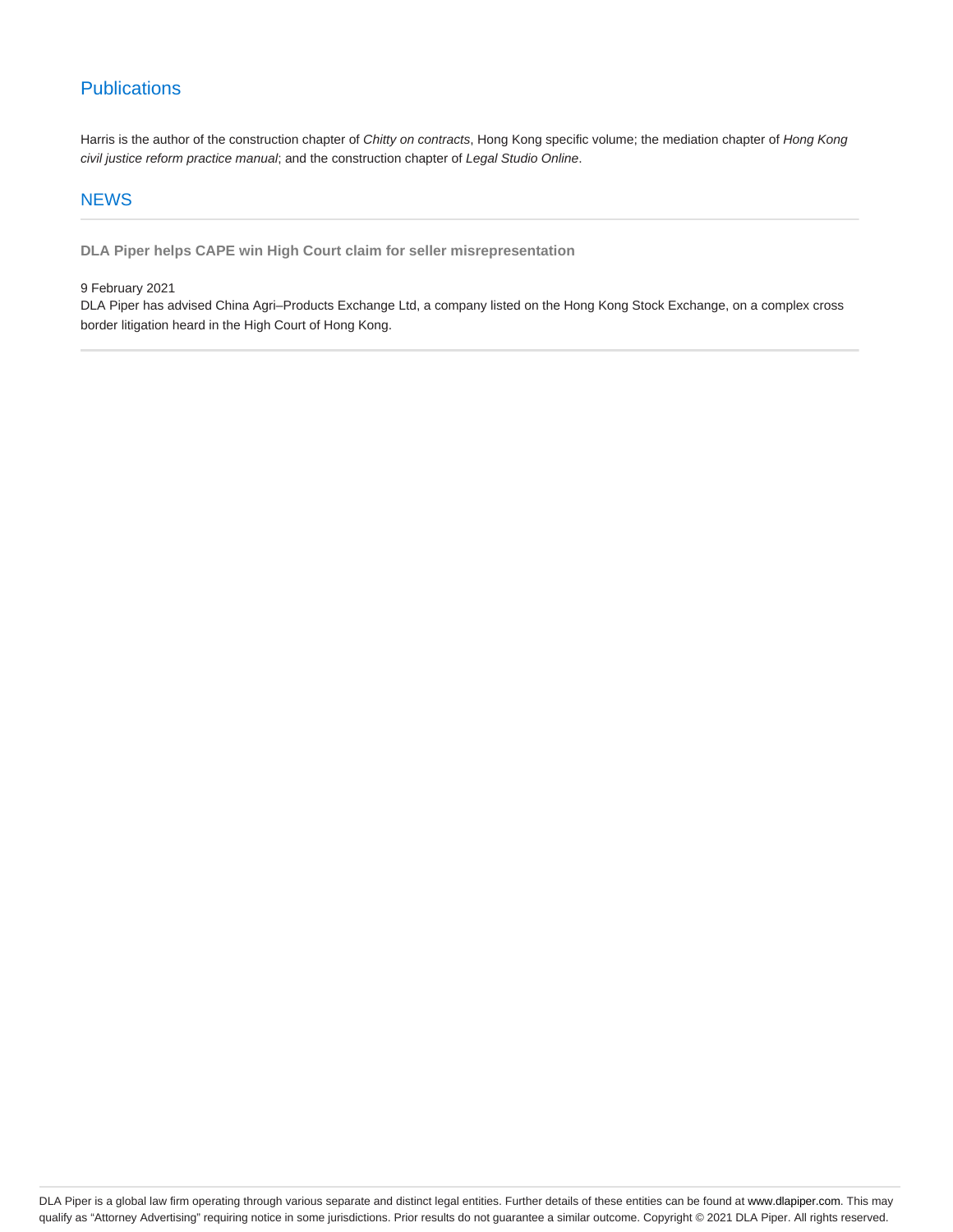## Publications

Harris is the author of the construction chapter of *Chitty on contracts*, Hong Kong specific volume; the mediation chapter of *Hong Kong civil justice reform practice manual*; and the construction chapter of *Legal Studio Online*.

## NEWS

**DLA Piper helps CAPE win High Court claim for seller misrepresentation**

9 February 2021

DLA Piper has advised China Agri–Products Exchange Ltd, a company listed on the Hong Kong Stock Exchange, on a complex cross border litigation heard in the High Court of Hong Kong.

DLA Piper is a global law firm operating through various separate and distinct legal entities. Further details of these entities can be found at www.dlapiper.com. This may qualify as "Attorney Advertising" requiring notice in some jurisdictions. Prior results do not guarantee a similar outcome. Copyright © 2021 DLA Piper. All rights reserved.